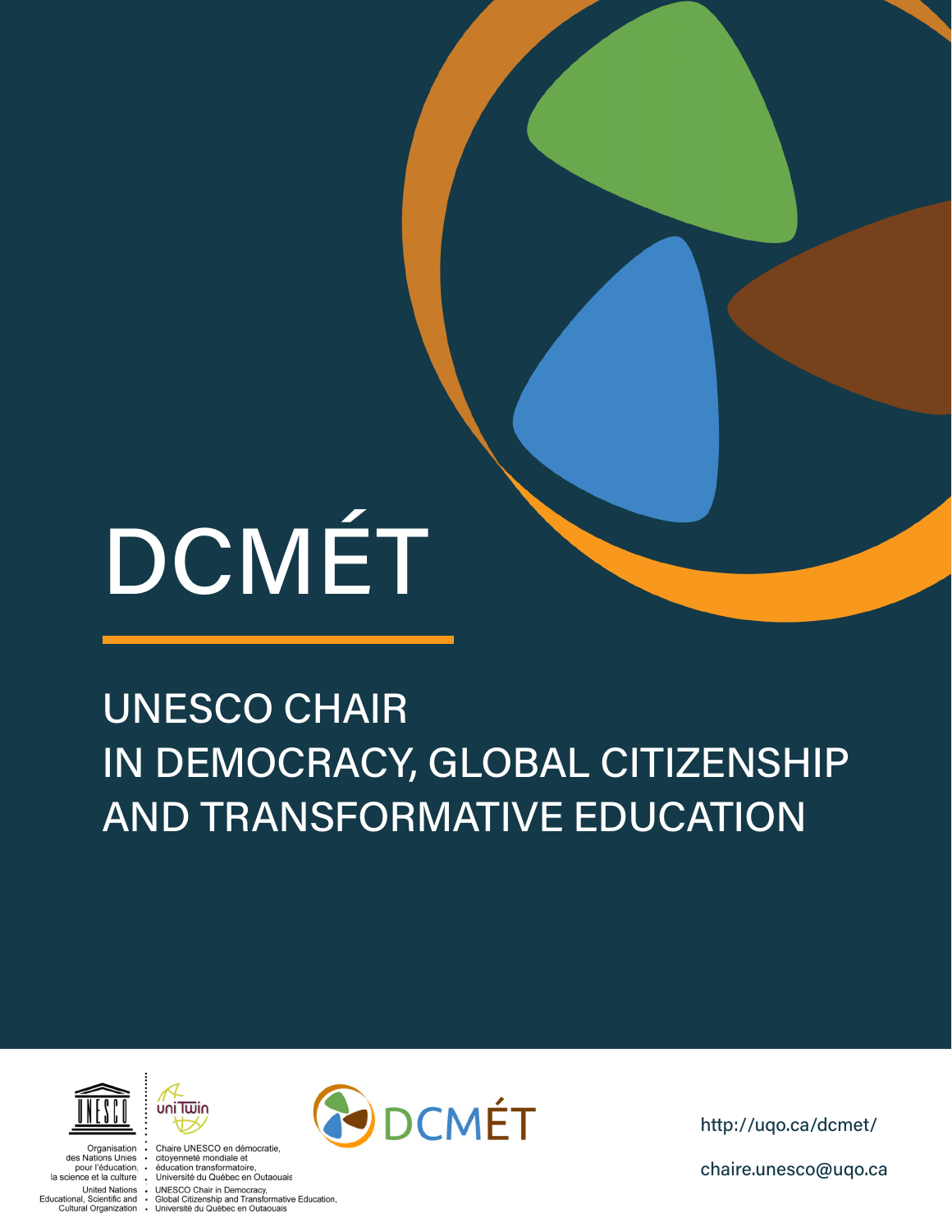# DCMÉT

## UNESCO CHAIR IN DEMOCRACY, GLOBAL CITIZENSHIP AND TRANSFORMATIVE EDUCATION

Organisation des Nations Unies pour l'éducation, la science et la culture

Chaire UNESCO en démocratie, citoyenneté mondiale et éducation transformatoire, Université du Québec en Outaouais

United Nations Educational, Scientific and Cultural Organization

UNESCO Chair in Democracy, Global Citizenship and Transformative Education, Université du Québec en Outaouais

DCMÉT

http://uqo.ca/dcmet/

chaire.unesco@uqo.ca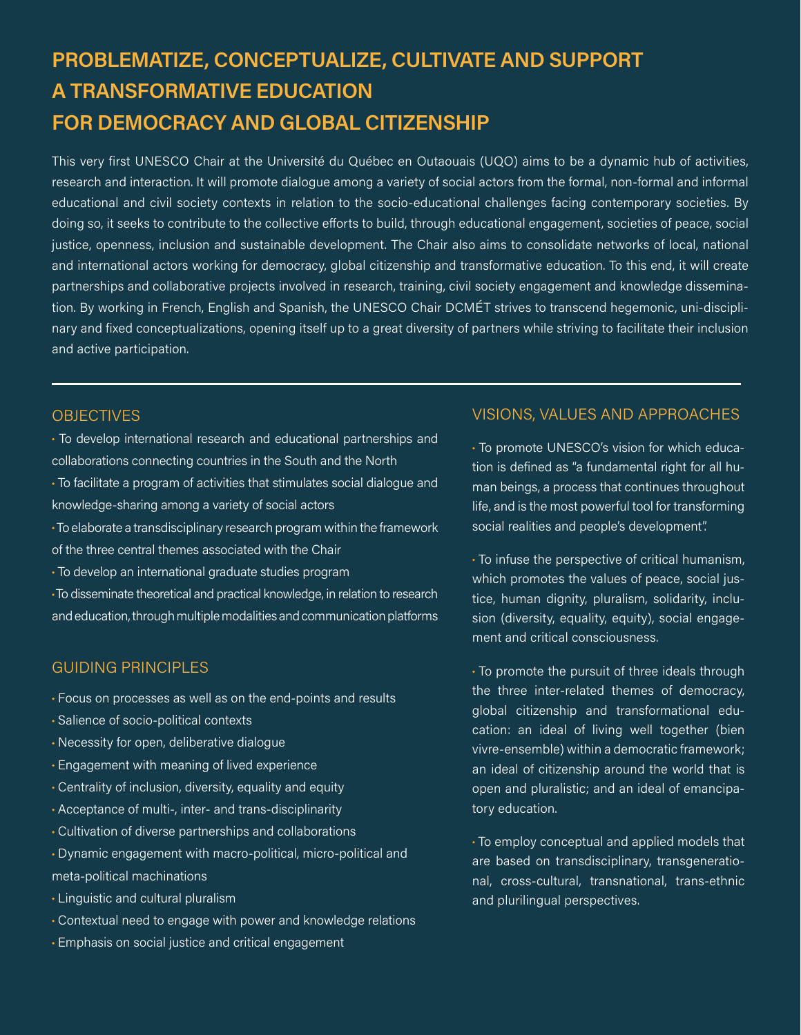# PROBLEMATIZE, CONCEPTUALIZE, CULTIVATE AND SUPPORT A TRANSFORMATIVE EDUCATION FOR DEMOCRACY AND GLOBAL CITIZENSHIP

This very first UNESCO Chair at the Université du Québec en Outaouais (UQO) aims to be a dynamic hub of activities, research and interaction. It will promote dialogue among a variety of social actors from the formal, non-formal and informal educational and civil society contexts in relation to the socio-educational challenges facing contemporary societies. By doing so, it seeks to contribute to the collective efforts to build, through educational engagement, societies of peace, social justice, openness, inclusion and sustainable development. The Chair also aims to consolidate networks of local, national and international actors working for democracy, global citizenship and transformative education. To this end, it will create partnerships and collaborative projects involved in research, training, civil society engagement and knowledge dissemination. By working in French, English and Spanish, the UNESCO Chair DCMÉT strives to transcend hegemonic, uni-disciplinary and fixed conceptualizations, opening itself up to a great diversity of partners while striving to facilitate their inclusion and active participation.

## OBJECTIVES

- To develop international research and educational partnerships and collaborations connecting countries in the South and the North
- To facilitate a program of activities that stimulates social dialogue and knowledge-sharing among a variety of social actors
- To elaborate a transdisciplinary research program within the framework of the three central themes associated with the Chair
- To develop an international graduate studies program
- To disseminate theoretical and practical knowledge, in relation to research and education, through multiple modalities and communication platforms

## GUIDING PRINCIPLES

- Focus on processes as well as on the end-points and results
- Salience of socio-political contexts
- Necessity for open, deliberative dialogue
- Engagement with meaning of lived experience
- Centrality of inclusion, diversity, equality and equity
- Acceptance of multi-, inter- and trans-disciplinarity
- Cultivation of diverse partnerships and collaborations
- Dynamic engagement with macro-political, micro-political and meta-political machinations
- Linguistic and cultural pluralism
- Contextual need to engage with power and knowledge relations
- Emphasis on social justice and critical engagement

## VISIONS, VALUES AND APPROACHES

- To promote UNESCO's vision for which education is defined as "a fundamental right for all human beings, a process that continues throughout life, and is the most powerful tool for transforming social realities and people's development".
- To infuse the perspective of critical humanism, which promotes the values of peace, social justice, human dignity, pluralism, solidarity, inclusion (diversity, equality, equity), social engagement and critical consciousness.
- To promote the pursuit of three ideals through the three inter-related themes of democracy, global citizenship and transformational education: an ideal of living well together (bien vivre-ensemble) within a democratic framework; an ideal of citizenship around the world that is open and pluralistic; and an ideal of emancipatory education.
- To employ conceptual and applied models that are based on transdisciplinary, transgenerational, cross-cultural, transnational, trans-ethnic and plurilingual perspectives.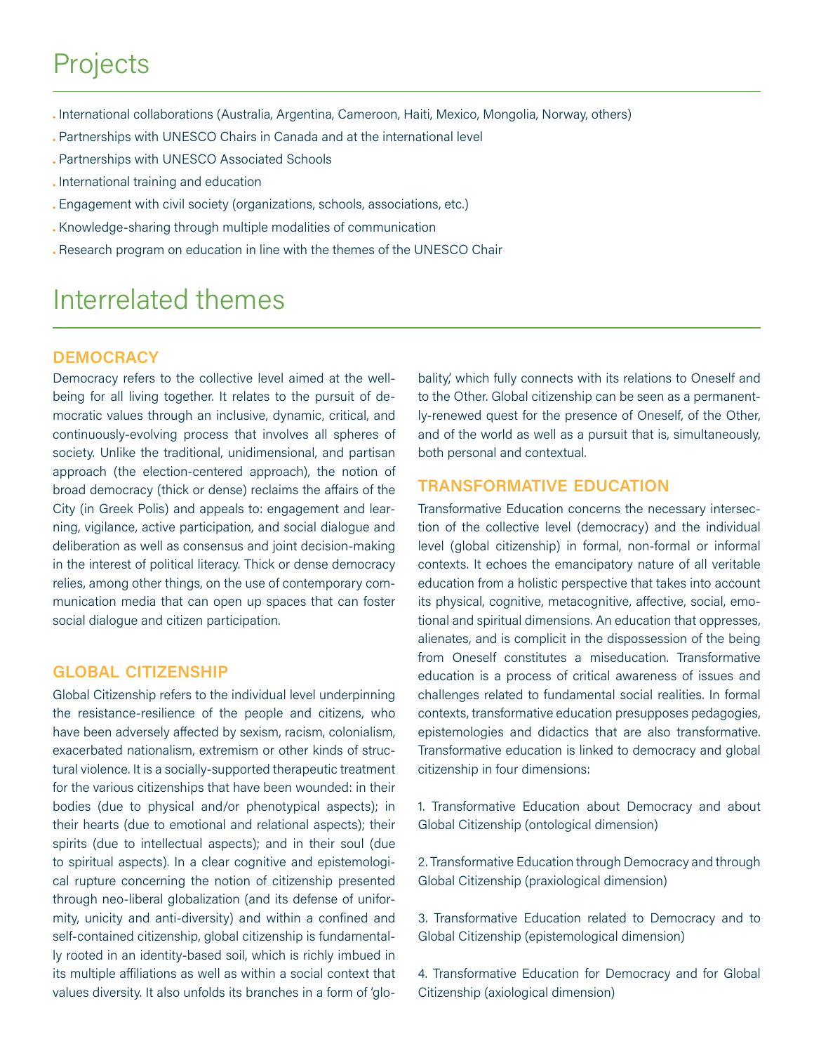# Projects

- International collaborations (Australia, Argentina, Cameroon, Haiti, Mexico, Mongolia, Norway, others)
- Partnerships with UNESCO Chairs in Canada and at the international level
- Partnerships with UNESCO Associated Schools
- International training and education
- Engagement with civil society (organizations, schools, associations, etc.)
- Knowledge-sharing through multiple modalities of communication
- Research program on education in line with the themes of the UNESCO Chair

# Interrelated themes

## DEMOCRACY

Democracy refers to the collective level aimed at the well-being for all living together. It relates to the pursuit of democratic values through an inclusive, dynamic, critical, and continuously-evolving process that involves all spheres of society. Unlike the traditional, unidimensional, and partisan approach (the election-centered approach), the notion of broad democracy (thick or dense) reclaims the affairs of the City (in Greek Polis) and appeals to: engagement and learning, vigilance, active participation, and social dialogue and deliberation as well as consensus and joint decision-making in the interest of political literacy. Thick or dense democracy relies, among other things, on the use of contemporary communication media that can open up spaces that can foster social dialogue and citizen participation.

## GLOBAL CITIZENSHIP

Global Citizenship refers to the individual level underpinning the resistance-resilience of the people and citizens, who have been adversely affected by sexism, racism, colonialism, exacerbated nationalism, extremism or other kinds of structural violence. It is a socially-supported therapeutic treatment for the various citizenships that have been wounded: in their bodies (due to physical and/or phenotypical aspects); in their hearts (due to emotional and relational aspects); their spirits (due to intellectual aspects); and in their soul (due to spiritual aspects). In a clear cognitive and epistemological rupture concerning the notion of citizenship presented through neo-liberal globalization (and its defense of uniformity, unicity and anti-diversity) and within a confined and self-contained citizenship, global citizenship is fundamentally rooted in an identity-based soil, which is richly imbued in its multiple affiliations as well as within a social context that values diversity. It also unfolds its branches in a form of 'globality,' which fully connects with its relations to Oneself and to the Other. Global citizenship can be seen as a permanently-renewed quest for the presence of Oneself, of the Other, and of the world as well as a pursuit that is, simultaneously, both personal and contextual.

## TRANSFORMATIVE EDUCATION

Transformative Education concerns the necessary intersection of the collective level (democracy) and the individual level (global citizenship) in formal, non-formal or informal contexts. It echoes the emancipatory nature of all veritable education from a holistic perspective that takes into account its physical, cognitive, metacognitive, affective, social, emotional and spiritual dimensions. An education that oppresses, alienates, and is complicit in the dispossession of the being from Oneself constitutes a miseducation. Transformative education is a process of critical awareness of issues and challenges related to fundamental social realities. In formal contexts, transformative education presupposes pedagogies, epistemologies and didactics that are also transformative. Transformative education is linked to democracy and global citizenship in four dimensions:

1. Transformative Education about Democracy and about Global Citizenship (ontological dimension)

2. Transformative Education through Democracy and through Global Citizenship (praxiological dimension)

3. Transformative Education related to Democracy and to Global Citizenship (epistemological dimension)

4. Transformative Education for Democracy and for Global Citizenship (axiological dimension)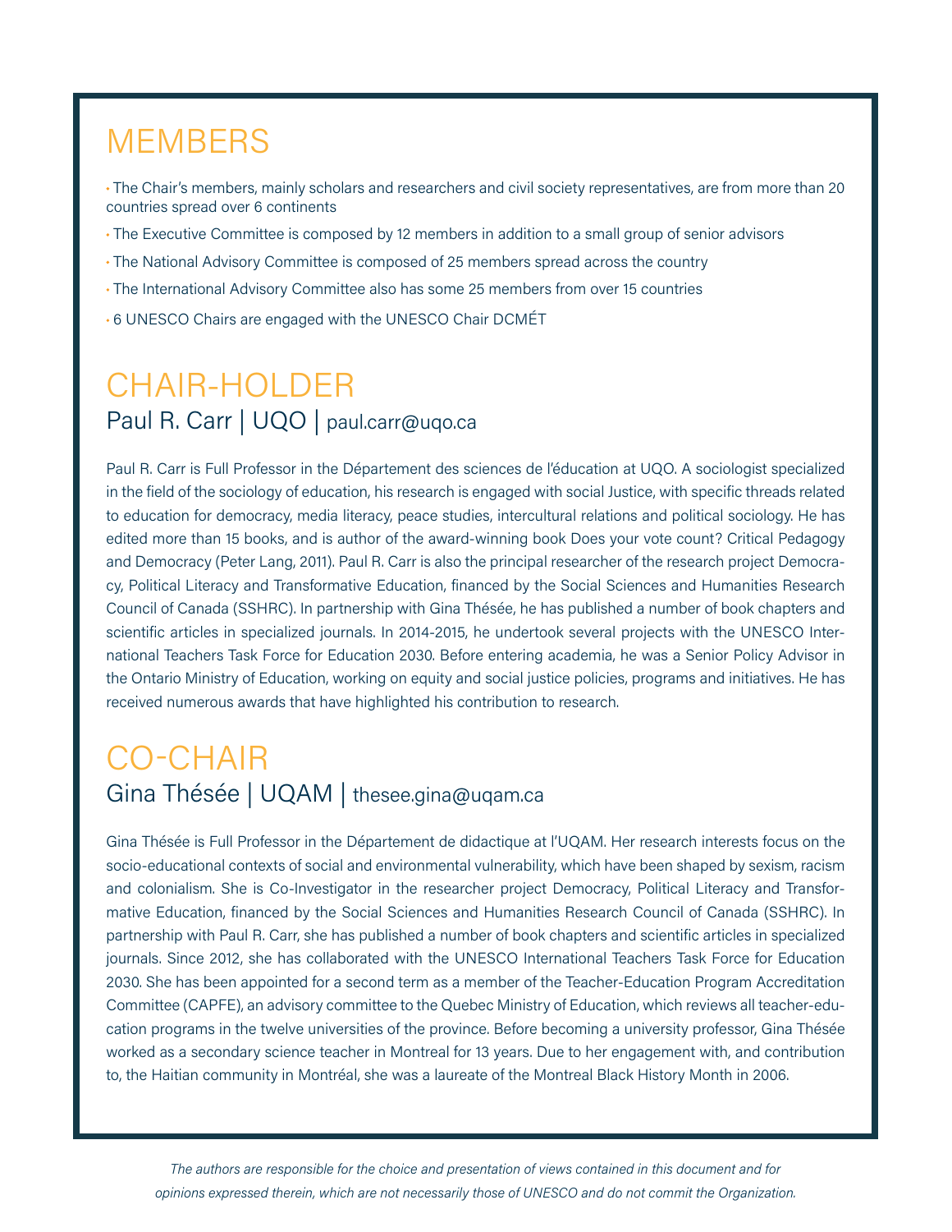# MEMBERS

- The Chair's members, mainly scholars and researchers and civil society representatives, are from more than 20 countries spread over 6 continents
- The Executive Committee is composed by 12 members in addition to a small group of senior advisors
- The National Advisory Committee is composed of 25 members spread across the country
- The International Advisory Committee also has some 25 members from over 15 countries
- 6 UNESCO Chairs are engaged with the UNESCO Chair DCMÉT

# CHAIR-HOLDER

## Paul R. Carr | UQO | paul.carr@uqo.ca

Paul R. Carr is Full Professor in the Département des sciences de l'éducation at UQO. A sociologist specialized in the field of the sociology of education, his research is engaged with social Justice, with specific threads related to education for democracy, media literacy, peace studies, intercultural relations and political sociology. He has edited more than 15 books, and is author of the award-winning book Does your vote count? Critical Pedagogy and Democracy (Peter Lang, 2011). Paul R. Carr is also the principal researcher of the research project Democracy, Political Literacy and Transformative Education, financed by the Social Sciences and Humanities Research Council of Canada (SSHRC). In partnership with Gina Thésée, he has published a number of book chapters and scientific articles in specialized journals. In 2014-2015, he undertook several projects with the UNESCO International Teachers Task Force for Education 2030. Before entering academia, he was a Senior Policy Advisor in the Ontario Ministry of Education, working on equity and social justice policies, programs and initiatives. He has received numerous awards that have highlighted his contribution to research.

# CO-CHAIR

## Gina Thésée | UQAM | thesee.gina@uqam.ca

Gina Thésée is Full Professor in the Département de didactique at l'UQAM. Her research interests focus on the socio-educational contexts of social and environmental vulnerability, which have been shaped by sexism, racism and colonialism. She is Co-Investigator in the researcher project Democracy, Political Literacy and Transformative Education, financed by the Social Sciences and Humanities Research Council of Canada (SSHRC). In partnership with Paul R. Carr, she has published a number of book chapters and scientific articles in specialized journals. Since 2012, she has collaborated with the UNESCO International Teachers Task Force for Education 2030. She has been appointed for a second term as a member of the Teacher-Education Program Accreditation Committee (CAPFE), an advisory committee to the Quebec Ministry of Education, which reviews all teacher-education programs in the twelve universities of the province. Before becoming a university professor, Gina Thésée worked as a secondary science teacher in Montreal for 13 years. Due to her engagement with, and contribution to, the Haitian community in Montréal, she was a laureate of the Montreal Black History Month in 2006.

*The authors are responsible for the choice and presentation of views contained in this document and for opinions expressed therein, which are not necessarily those of UNESCO and do not commit the Organization.*